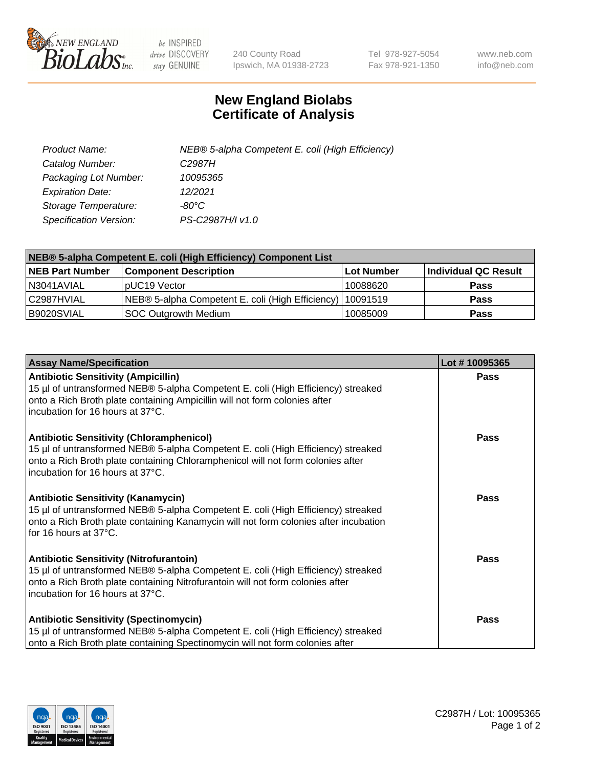# New England Biolabs Certificate of Analysis

| | |
|---|---|
| *Product Name:* | *NEB® 5-alpha Competent E. coli (High Efficiency)* |
| *Catalog Number:* | *C2987H* |
| *Packaging Lot Number:* | *10095365* |
| *Expiration Date:* | *12/2021* |
| *Storage Temperature:* | *-80°C* |
| *Specification Version:* | *PS-C2987H/I v1.0* |

| **NEB® 5-alpha Competent E. coli (High Efficiency) Component List** | | | |
|---|---|---|---|
| **NEB Part Number** | **Component Description** | **Lot Number** | **Individual QC Result** |
| N3041AVIAL | pUC19 Vector | 10088620 | **Pass** |
| C2987HVIAL | NEB® 5-alpha Competent E. coli (High Efficiency) | 10091519 | **Pass** |
| B9020SVIAL | SOC Outgrowth Medium | 10085009 | **Pass** |

| **Assay Name/Specification** | **Lot # 10095365** |
|---|---|
| **Antibiotic Sensitivity (Ampicillin)** 15 µl of untransformed NEB® 5-alpha Competent E. coli (High Efficiency) streaked onto a Rich Broth plate containing Ampicillin will not form colonies after incubation for 16 hours at 37°C. | **Pass** |
| **Antibiotic Sensitivity (Chloramphenicol)** 15 µl of untransformed NEB® 5-alpha Competent E. coli (High Efficiency) streaked onto a Rich Broth plate containing Chloramphenicol will not form colonies after incubation for 16 hours at 37°C. | **Pass** |
| **Antibiotic Sensitivity (Kanamycin)** 15 µl of untransformed NEB® 5-alpha Competent E. coli (High Efficiency) streaked onto a Rich Broth plate containing Kanamycin will not form colonies after incubation for 16 hours at 37°C. | **Pass** |
| **Antibiotic Sensitivity (Nitrofurantoin)** 15 µl of untransformed NEB® 5-alpha Competent E. coli (High Efficiency) streaked onto a Rich Broth plate containing Nitrofurantoin will not form colonies after incubation for 16 hours at 37°C. | **Pass** |
| **Antibiotic Sensitivity (Spectinomycin)** 15 µl of untransformed NEB® 5-alpha Competent E. coli (High Efficiency) streaked onto a Rich Broth plate containing Spectinomycin will not form colonies after | **Pass** |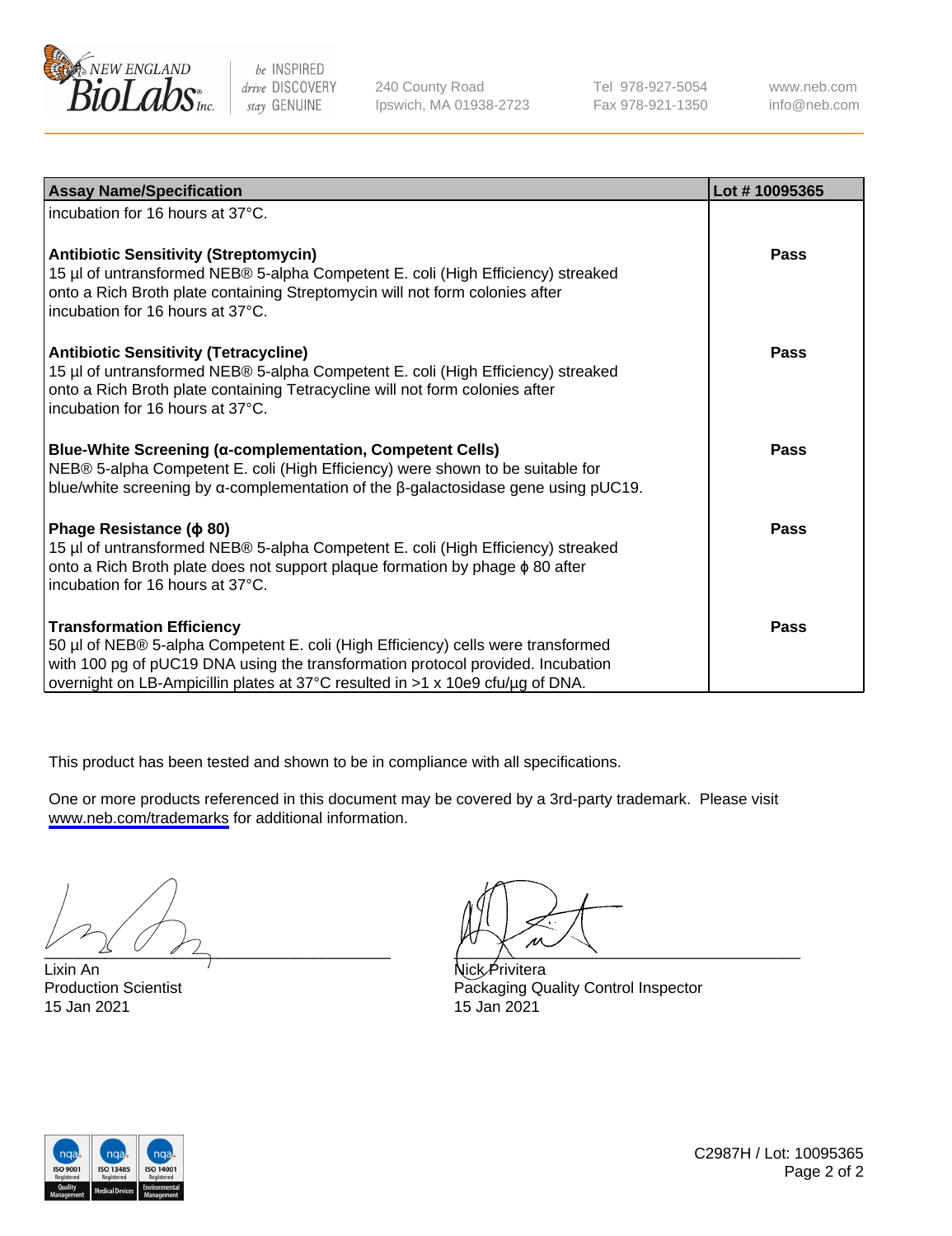| Assay Name/Specification | Lot # 10095365 |
| --- | --- |
| incubation for 16 hours at 37°C. | |
| **Antibiotic Sensitivity (Streptomycin)**<br>15 µl of untransformed NEB® 5-alpha Competent E. coli (High Efficiency) streaked onto a Rich Broth plate containing Streptomycin will not form colonies after incubation for 16 hours at 37°C. | **Pass** |
| **Antibiotic Sensitivity (Tetracycline)**<br>15 µl of untransformed NEB® 5-alpha Competent E. coli (High Efficiency) streaked onto a Rich Broth plate containing Tetracycline will not form colonies after incubation for 16 hours at 37°C. | **Pass** |
| **Blue-White Screening (α-complementation, Competent Cells)**<br>NEB® 5-alpha Competent E. coli (High Efficiency) were shown to be suitable for blue/white screening by α-complementation of the β-galactosidase gene using pUC19. | **Pass** |
| **Phage Resistance (ϕ 80)**<br>15 µl of untransformed NEB® 5-alpha Competent E. coli (High Efficiency) streaked onto a Rich Broth plate does not support plaque formation by phage ϕ 80 after incubation for 16 hours at 37°C. | **Pass** |
| **Transformation Efficiency**<br>50 µl of NEB® 5-alpha Competent E. coli (High Efficiency) cells were transformed with 100 pg of pUC19 DNA using the transformation protocol provided. Incubation overnight on LB-Ampicillin plates at 37°C resulted in >1 x 10e9 cfu/µg of DNA. | **Pass** |

This product has been tested and shown to be in compliance with all specifications.

One or more products referenced in this document may be covered by a 3rd-party trademark. Please visit www.neb.com/trademarks for additional information.

Lixin An
Production Scientist
15 Jan 2021

Nick Privitera
Packaging Quality Control Inspector
15 Jan 2021

C2987H / Lot: 10095365